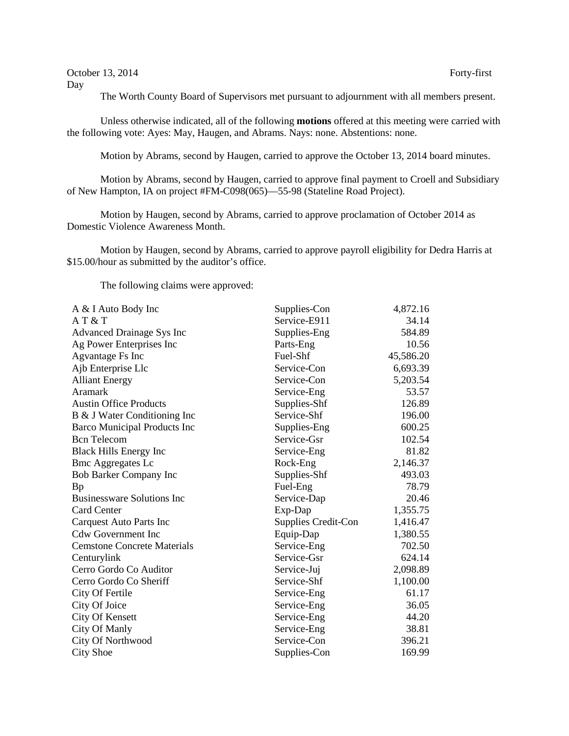October 13, 2014 Forty-first Day

The Worth County Board of Supervisors met pursuant to adjournment with all members present.

Unless otherwise indicated, all of the following **motions** offered at this meeting were carried with the following vote: Ayes: May, Haugen, and Abrams. Nays: none. Abstentions: none.

Motion by Abrams, second by Haugen, carried to approve the October 13, 2014 board minutes.

Motion by Abrams, second by Haugen, carried to approve final payment to Croell and Subsidiary of New Hampton, IA on project #FM-C098(065)—55-98 (Stateline Road Project).

Motion by Haugen, second by Abrams, carried to approve proclamation of October 2014 as Domestic Violence Awareness Month.

Motion by Haugen, second by Abrams, carried to approve payroll eligibility for Dedra Harris at $15.00/hour as submitted by the auditor's office.

The following claims were approved:

| | | |
|---|---|---|
| A & I Auto Body Inc | Supplies-Con | 4,872.16 |
| A T & T | Service-E911 | 34.14 |
| Advanced Drainage Sys Inc | Supplies-Eng | 584.89 |
| Ag Power Enterprises Inc | Parts-Eng | 10.56 |
| Agvantage Fs Inc | Fuel-Shf | 45,586.20 |
| Ajb Enterprise Llc | Service-Con | 6,693.39 |
| Alliant Energy | Service-Con | 5,203.54 |
| Aramark | Service-Eng | 53.57 |
| Austin Office Products | Supplies-Shf | 126.89 |
| B & J Water Conditioning Inc | Service-Shf | 196.00 |
| Barco Municipal Products Inc | Supplies-Eng | 600.25 |
| Bcn Telecom | Service-Gsr | 102.54 |
| Black Hills Energy Inc | Service-Eng | 81.82 |
| Bmc Aggregates Lc | Rock-Eng | 2,146.37 |
| Bob Barker Company Inc | Supplies-Shf | 493.03 |
| Bp | Fuel-Eng | 78.79 |
| Businessware Solutions Inc | Service-Dap | 20.46 |
| Card Center | Exp-Dap | 1,355.75 |
| Carquest Auto Parts Inc | Supplies Credit-Con | 1,416.47 |
| Cdw Government Inc | Equip-Dap | 1,380.55 |
| Cemstone Concrete Materials | Service-Eng | 702.50 |
| Centurylink | Service-Gsr | 624.14 |
| Cerro Gordo Co Auditor | Service-Juj | 2,098.89 |
| Cerro Gordo Co Sheriff | Service-Shf | 1,100.00 |
| City Of Fertile | Service-Eng | 61.17 |
| City Of Joice | Service-Eng | 36.05 |
| City Of Kensett | Service-Eng | 44.20 |
| City Of Manly | Service-Eng | 38.81 |
| City Of Northwood | Service-Con | 396.21 |
| City Shoe | Supplies-Con | 169.99 |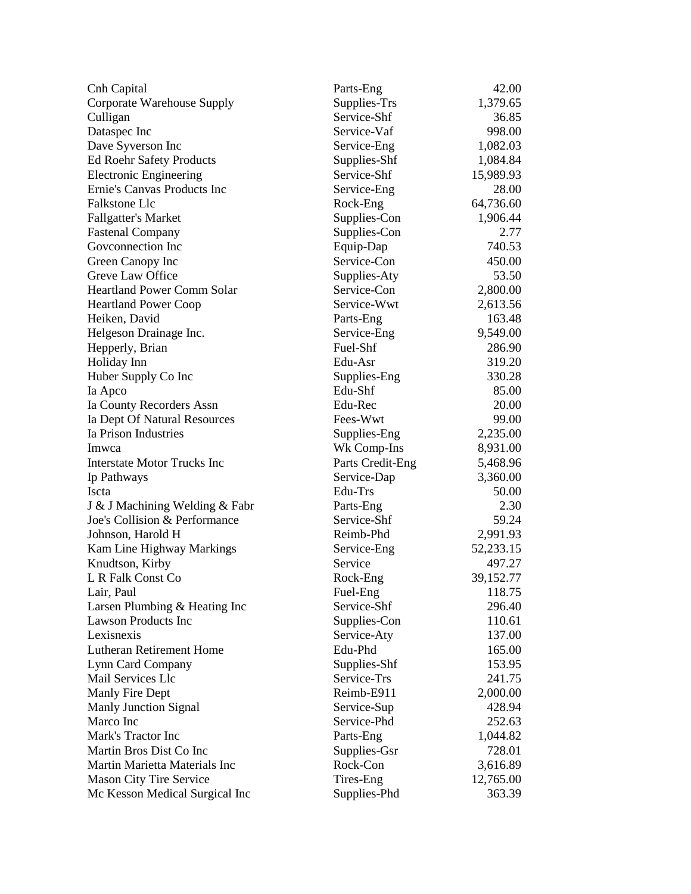| | | |
|---|---|---|
| Cnh Capital | Parts-Eng | 42.00 |
| Corporate Warehouse Supply | Supplies-Trs | 1,379.65 |
| Culligan | Service-Shf | 36.85 |
| Dataspec Inc | Service-Vaf | 998.00 |
| Dave Syverson Inc | Service-Eng | 1,082.03 |
| Ed Roehr Safety Products | Supplies-Shf | 1,084.84 |
| Electronic Engineering | Service-Shf | 15,989.93 |
| Ernie's Canvas Products Inc | Service-Eng | 28.00 |
| Falkstone Llc | Rock-Eng | 64,736.60 |
| Fallgatter's Market | Supplies-Con | 1,906.44 |
| Fastenal Company | Supplies-Con | 2.77 |
| Govconnection Inc | Equip-Dap | 740.53 |
| Green Canopy Inc | Service-Con | 450.00 |
| Greve Law Office | Supplies-Aty | 53.50 |
| Heartland Power Comm Solar | Service-Con | 2,800.00 |
| Heartland Power Coop | Service-Wwt | 2,613.56 |
| Heiken, David | Parts-Eng | 163.48 |
| Helgeson Drainage Inc. | Service-Eng | 9,549.00 |
| Hepperly, Brian | Fuel-Shf | 286.90 |
| Holiday Inn | Edu-Asr | 319.20 |
| Huber Supply Co Inc | Supplies-Eng | 330.28 |
| Ia Apco | Edu-Shf | 85.00 |
| Ia County Recorders Assn | Edu-Rec | 20.00 |
| Ia Dept Of Natural Resources | Fees-Wwt | 99.00 |
| Ia Prison Industries | Supplies-Eng | 2,235.00 |
| Imwca | Wk Comp-Ins | 8,931.00 |
| Interstate Motor Trucks Inc | Parts Credit-Eng | 5,468.96 |
| Ip Pathways | Service-Dap | 3,360.00 |
| Iscta | Edu-Trs | 50.00 |
| J & J Machining Welding & Fabr | Parts-Eng | 2.30 |
| Joe's Collision & Performance | Service-Shf | 59.24 |
| Johnson, Harold H | Reimb-Phd | 2,991.93 |
| Kam Line Highway Markings | Service-Eng | 52,233.15 |
| Knudtson, Kirby | Service | 497.27 |
| L R Falk Const Co | Rock-Eng | 39,152.77 |
| Lair, Paul | Fuel-Eng | 118.75 |
| Larsen Plumbing & Heating Inc | Service-Shf | 296.40 |
| Lawson Products Inc | Supplies-Con | 110.61 |
| Lexisnexis | Service-Aty | 137.00 |
| Lutheran Retirement Home | Edu-Phd | 165.00 |
| Lynn Card Company | Supplies-Shf | 153.95 |
| Mail Services Llc | Service-Trs | 241.75 |
| Manly Fire Dept | Reimb-E911 | 2,000.00 |
| Manly Junction Signal | Service-Sup | 428.94 |
| Marco Inc | Service-Phd | 252.63 |
| Mark's Tractor Inc | Parts-Eng | 1,044.82 |
| Martin Bros Dist Co Inc | Supplies-Gsr | 728.01 |
| Martin Marietta Materials Inc | Rock-Con | 3,616.89 |
| Mason City Tire Service | Tires-Eng | 12,765.00 |
| Mc Kesson Medical Surgical Inc | Supplies-Phd | 363.39 |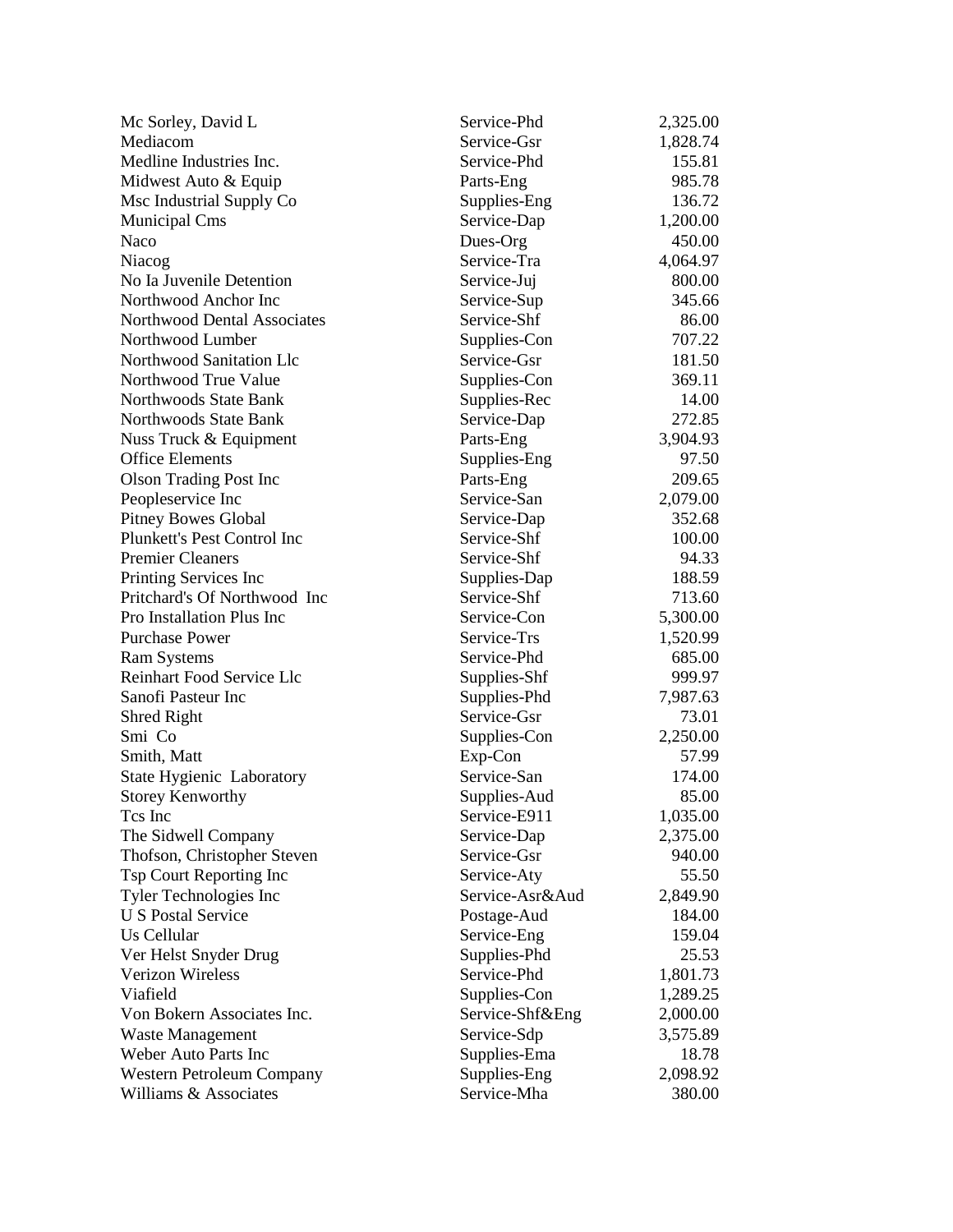| | | |
|---|---|---|
| Mc Sorley, David L | Service-Phd | 2,325.00 |
| Mediacom | Service-Gsr | 1,828.74 |
| Medline Industries Inc. | Service-Phd | 155.81 |
| Midwest Auto & Equip | Parts-Eng | 985.78 |
| Msc Industrial Supply Co | Supplies-Eng | 136.72 |
| Municipal Cms | Service-Dap | 1,200.00 |
| Naco | Dues-Org | 450.00 |
| Niacog | Service-Tra | 4,064.97 |
| No Ia Juvenile Detention | Service-Juj | 800.00 |
| Northwood Anchor Inc | Service-Sup | 345.66 |
| Northwood Dental Associates | Service-Shf | 86.00 |
| Northwood Lumber | Supplies-Con | 707.22 |
| Northwood Sanitation Llc | Service-Gsr | 181.50 |
| Northwood True Value | Supplies-Con | 369.11 |
| Northwoods State Bank | Supplies-Rec | 14.00 |
| Northwoods State Bank | Service-Dap | 272.85 |
| Nuss Truck & Equipment | Parts-Eng | 3,904.93 |
| Office Elements | Supplies-Eng | 97.50 |
| Olson Trading Post Inc | Parts-Eng | 209.65 |
| Peopleservice Inc | Service-San | 2,079.00 |
| Pitney Bowes Global | Service-Dap | 352.68 |
| Plunkett's Pest Control Inc | Service-Shf | 100.00 |
| Premier Cleaners | Service-Shf | 94.33 |
| Printing Services Inc | Supplies-Dap | 188.59 |
| Pritchard's Of Northwood Inc | Service-Shf | 713.60 |
| Pro Installation Plus Inc | Service-Con | 5,300.00 |
| Purchase Power | Service-Trs | 1,520.99 |
| Ram Systems | Service-Phd | 685.00 |
| Reinhart Food Service Llc | Supplies-Shf | 999.97 |
| Sanofi Pasteur Inc | Supplies-Phd | 7,987.63 |
| Shred Right | Service-Gsr | 73.01 |
| Smi Co | Supplies-Con | 2,250.00 |
| Smith, Matt | Exp-Con | 57.99 |
| State Hygienic Laboratory | Service-San | 174.00 |
| Storey Kenworthy | Supplies-Aud | 85.00 |
| Tcs Inc | Service-E911 | 1,035.00 |
| The Sidwell Company | Service-Dap | 2,375.00 |
| Thofson, Christopher Steven | Service-Gsr | 940.00 |
| Tsp Court Reporting Inc | Service-Aty | 55.50 |
| Tyler Technologies Inc | Service-Asr&Aud | 2,849.90 |
| U S Postal Service | Postage-Aud | 184.00 |
| Us Cellular | Service-Eng | 159.04 |
| Ver Helst Snyder Drug | Supplies-Phd | 25.53 |
| Verizon Wireless | Service-Phd | 1,801.73 |
| Viafield | Supplies-Con | 1,289.25 |
| Von Bokern Associates Inc. | Service-Shf&Eng | 2,000.00 |
| Waste Management | Service-Sdp | 3,575.89 |
| Weber Auto Parts Inc | Supplies-Ema | 18.78 |
| Western Petroleum Company | Supplies-Eng | 2,098.92 |
| Williams & Associates | Service-Mha | 380.00 |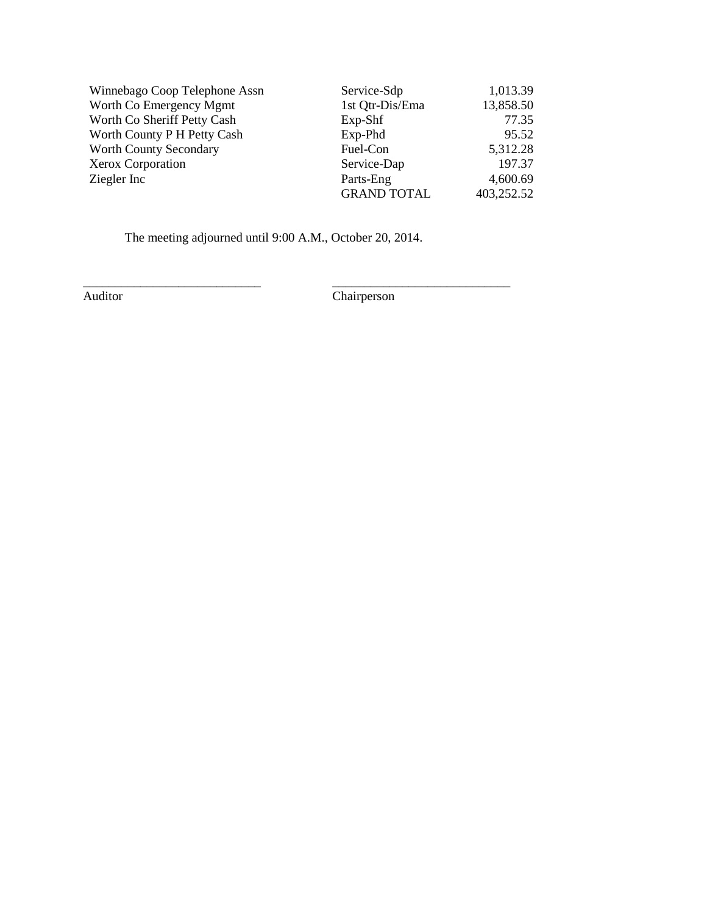| | | |
|---|---|---|
| Winnebago Coop Telephone Assn | Service-Sdp | 1,013.39 |
| Worth Co Emergency Mgmt | 1st Qtr-Dis/Ema | 13,858.50 |
| Worth Co Sheriff Petty Cash | Exp-Shf | 77.35 |
| Worth County P H Petty Cash | Exp-Phd | 95.52 |
| Worth County Secondary | Fuel-Con | 5,312.28 |
| Xerox Corporation | Service-Dap | 197.37 |
| Ziegler Inc | Parts-Eng | 4,600.69 |
| | GRAND TOTAL | 403,252.52 |

The meeting adjourned until 9:00 A.M., October 20, 2014.

\_\_\_\_\_\_\_\_\_\_\_\_\_\_\_\_\_\_\_\_\_\_\_\_\_\_\_\_ \_\_\_\_\_\_\_\_\_\_\_\_\_\_\_\_\_\_\_\_\_\_\_\_\_\_\_\_

Auditor Chairperson